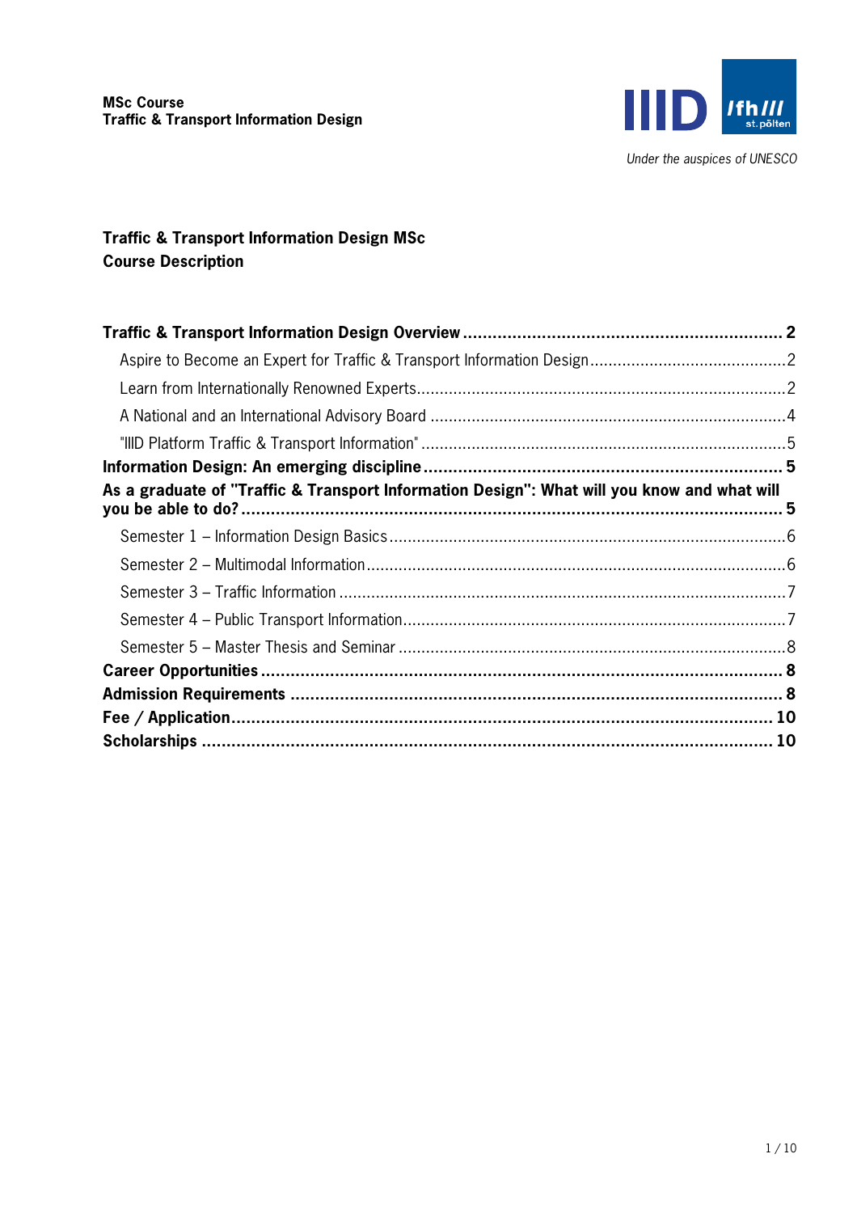**MSc Course**
**Traffic & Transport Information Design**

*Under the auspices of UNESCO*

# Traffic & Transport Information Design MSc
# Course Description

**Traffic & Transport Information Design Overview** ................................................ **2**

- Aspire to Become an Expert for Traffic & Transport Information Design ........................................ 2
- Learn from Internationally Renowned Experts ........................................................................ 2
- A National and an International Advisory Board ..................................................................... 4
- "IIID Platform Traffic & Transport Information" ..................................................................... 5

**Information Design: An emerging discipline** ................................................................ **5**

**As a graduate of "Traffic & Transport Information Design": What will you know and what will you be able to do?** ........................................................................................................ **5**

- Semester 1 – Information Design Basics ................................................................................ 6
- Semester 2 – Multimodal Information ................................................................................... 6
- Semester 3 – Traffic Information ......................................................................................... 7
- Semester 4 – Public Transport Information ............................................................................ 7
- Semester 5 – Master Thesis and Seminar ............................................................................... 8

**Career Opportunities** ...................................................................................................... **8**

**Admission Requirements** ................................................................................................ **8**

**Fee / Application** .......................................................................................................... **10**

**Scholarships** ................................................................................................................ **10**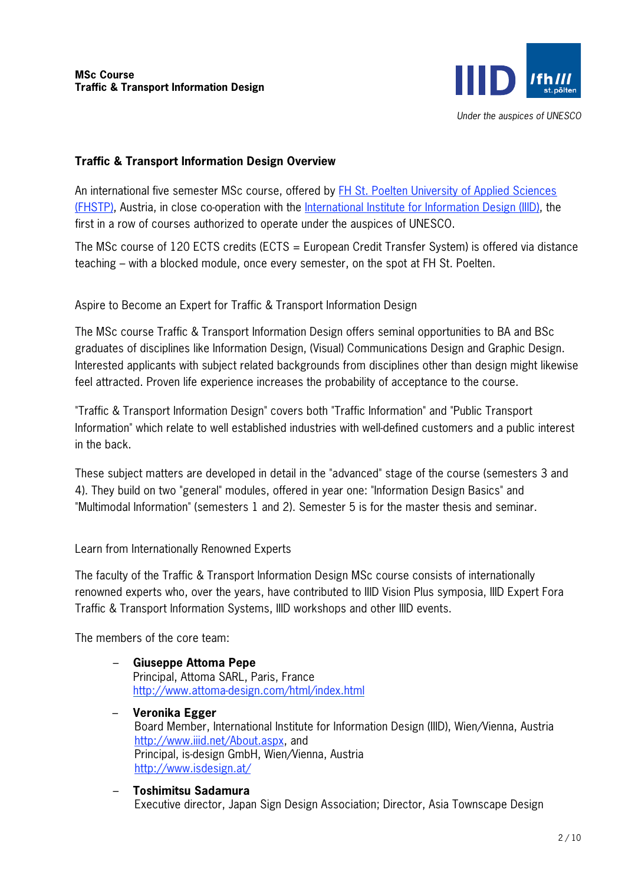## Traffic & Transport Information Design Overview

An international five semester MSc course, offered by [FH St. Poelten University of Applied Sciences (FHSTP)](#), Austria, in close co-operation with the [International Institute for Information Design (IIID)](#), the first in a row of courses authorized to operate under the auspices of UNESCO.

The MSc course of 120 ECTS credits (ECTS = European Credit Transfer System) is offered via distance teaching – with a blocked module, once every semester, on the spot at FH St. Poelten.

### Aspire to Become an Expert for Traffic & Transport Information Design

The MSc course Traffic & Transport Information Design offers seminal opportunities to BA and BSc graduates of disciplines like Information Design, (Visual) Communications Design and Graphic Design. Interested applicants with subject related backgrounds from disciplines other than design might likewise feel attracted. Proven life experience increases the probability of acceptance to the course.

"Traffic & Transport Information Design" covers both "Traffic Information" and "Public Transport Information" which relate to well established industries with well-defined customers and a public interest in the back.

These subject matters are developed in detail in the "advanced" stage of the course (semesters 3 and 4). They build on two "general" modules, offered in year one: "Information Design Basics" and "Multimodal Information" (semesters 1 and 2). Semester 5 is for the master thesis and seminar.

### Learn from Internationally Renowned Experts

The faculty of the Traffic & Transport Information Design MSc course consists of internationally renowned experts who, over the years, have contributed to IIID Vision Plus symposia, IIID Expert Fora Traffic & Transport Information Systems, IIID workshops and other IIID events.

The members of the core team:

- **Giuseppe Attoma Pepe**
  Principal, Attoma SARL, Paris, France
  http://www.attoma-design.com/html/index.html
- **Veronika Egger**
  Board Member, International Institute for Information Design (IIID), Wien/Vienna, Austria
  http://www.iiid.net/About.aspx, and
  Principal, is-design GmbH, Wien/Vienna, Austria
  http://www.isdesign.at/
- **Toshimitsu Sadamura**
  Executive director, Japan Sign Design Association; Director, Asia Townscape Design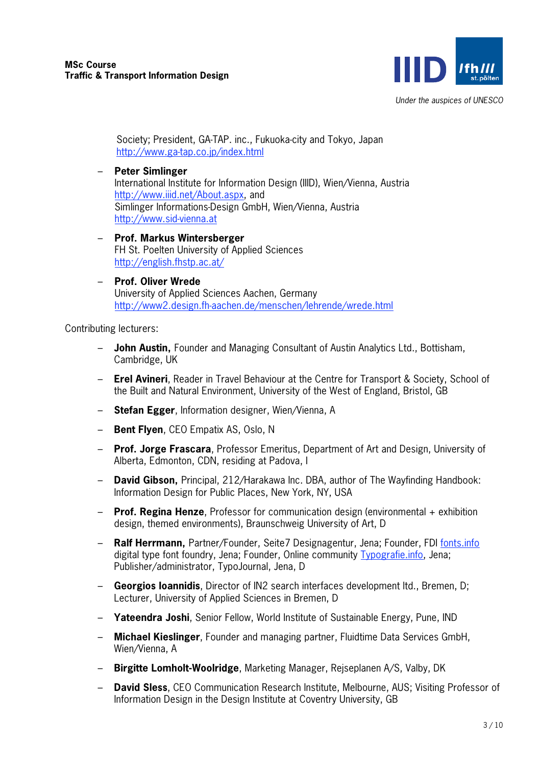Society; President, GA-TAP. inc., Fukuoka-city and Tokyo, Japan
http://www.ga-tap.co.jp/index.html

- **Peter Simlinger**
  International Institute for Information Design (IIID), Wien/Vienna, Austria
  http://www.iiid.net/About.aspx, and
  Simlinger Informations-Design GmbH, Wien/Vienna, Austria
  http://www.sid-vienna.at
- **Prof. Markus Wintersberger**
  FH St. Poelten University of Applied Sciences
  http://english.fhstp.ac.at/
- **Prof. Oliver Wrede**
  University of Applied Sciences Aachen, Germany
  http://www2.design.fh-aachen.de/menschen/lehrende/wrede.html

Contributing lecturers:

- **John Austin,** Founder and Managing Consultant of Austin Analytics Ltd., Bottisham, Cambridge, UK
- **Erel Avineri**, Reader in Travel Behaviour at the Centre for Transport & Society, School of the Built and Natural Environment, University of the West of England, Bristol, GB
- **Stefan Egger**, Information designer, Wien/Vienna, A
- **Bent Flyen**, CEO Empatix AS, Oslo, N
- **Prof. Jorge Frascara**, Professor Emeritus, Department of Art and Design, University of Alberta, Edmonton, CDN, residing at Padova, I
- **David Gibson,** Principal, 212/Harakawa Inc. DBA, author of The Wayfinding Handbook: Information Design for Public Places, New York, NY, USA
- **Prof. Regina Henze**, Professor for communication design (environmental + exhibition design, themed environments), Braunschweig University of Art, D
- **Ralf Herrmann,** Partner/Founder, Seite7 Designagentur, Jena; Founder, FDI fonts.info digital type font foundry, Jena; Founder, Online community Typografie.info, Jena; Publisher/administrator, TypoJournal, Jena, D
- **Georgios Ioannidis**, Director of IN2 search interfaces development ltd., Bremen, D; Lecturer, University of Applied Sciences in Bremen, D
- **Yateendra Joshi**, Senior Fellow, World Institute of Sustainable Energy, Pune, IND
- **Michael Kieslinger**, Founder and managing partner, Fluidtime Data Services GmbH, Wien/Vienna, A
- **Birgitte Lomholt-Woolridge**, Marketing Manager, Rejseplanen A/S, Valby, DK
- **David Sless**, CEO Communication Research Institute, Melbourne, AUS; Visiting Professor of Information Design in the Design Institute at Coventry University, GB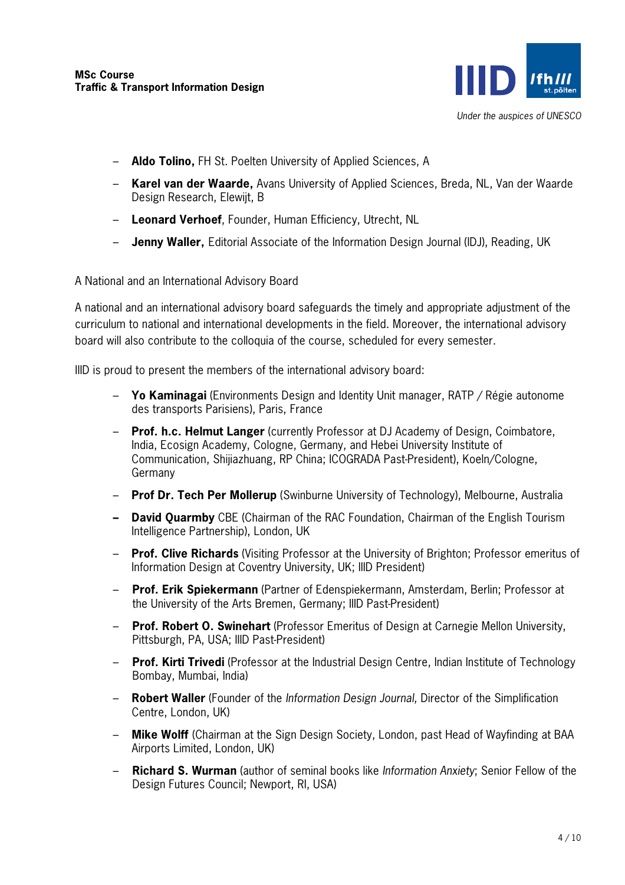- **Aldo Tolino,** FH St. Poelten University of Applied Sciences, A
- **Karel van der Waarde,** Avans University of Applied Sciences, Breda, NL, Van der Waarde Design Research, Elewijt, B
- **Leonard Verhoef**, Founder, Human Efficiency, Utrecht, NL
- **Jenny Waller,** Editorial Associate of the Information Design Journal (IDJ), Reading, UK

A National and an International Advisory Board

A national and an international advisory board safeguards the timely and appropriate adjustment of the curriculum to national and international developments in the field. Moreover, the international advisory board will also contribute to the colloquia of the course, scheduled for every semester.

IIID is proud to present the members of the international advisory board:

- **Yo Kaminagai** (Environments Design and Identity Unit manager, RATP / Régie autonome des transports Parisiens), Paris, France
- **Prof. h.c. Helmut Langer** (currently Professor at DJ Academy of Design, Coimbatore, India, Ecosign Academy, Cologne, Germany, and Hebei University Institute of Communication, Shijiazhuang, RP China; ICOGRADA Past-President), Koeln/Cologne, Germany
- **Prof Dr. Tech Per Mollerup** (Swinburne University of Technology), Melbourne, Australia
- **David Quarmby** CBE (Chairman of the RAC Foundation, Chairman of the English Tourism Intelligence Partnership), London, UK
- **Prof. Clive Richards** (Visiting Professor at the University of Brighton; Professor emeritus of Information Design at Coventry University, UK; IIID President)
- **Prof. Erik Spiekermann** (Partner of Edenspiekermann, Amsterdam, Berlin; Professor at the University of the Arts Bremen, Germany; IIID Past-President)
- **Prof. Robert O. Swinehart** (Professor Emeritus of Design at Carnegie Mellon University, Pittsburgh, PA, USA; IIID Past-President)
- **Prof. Kirti Trivedi** (Professor at the Industrial Design Centre, Indian Institute of Technology Bombay, Mumbai, India)
- **Robert Waller** (Founder of the *Information Design Journal,* Director of the Simplification Centre, London, UK)
- **Mike Wolff** (Chairman at the Sign Design Society, London, past Head of Wayfinding at BAA Airports Limited, London, UK)
- **Richard S. Wurman** (author of seminal books like *Information Anxiety*; Senior Fellow of the Design Futures Council; Newport, RI, USA)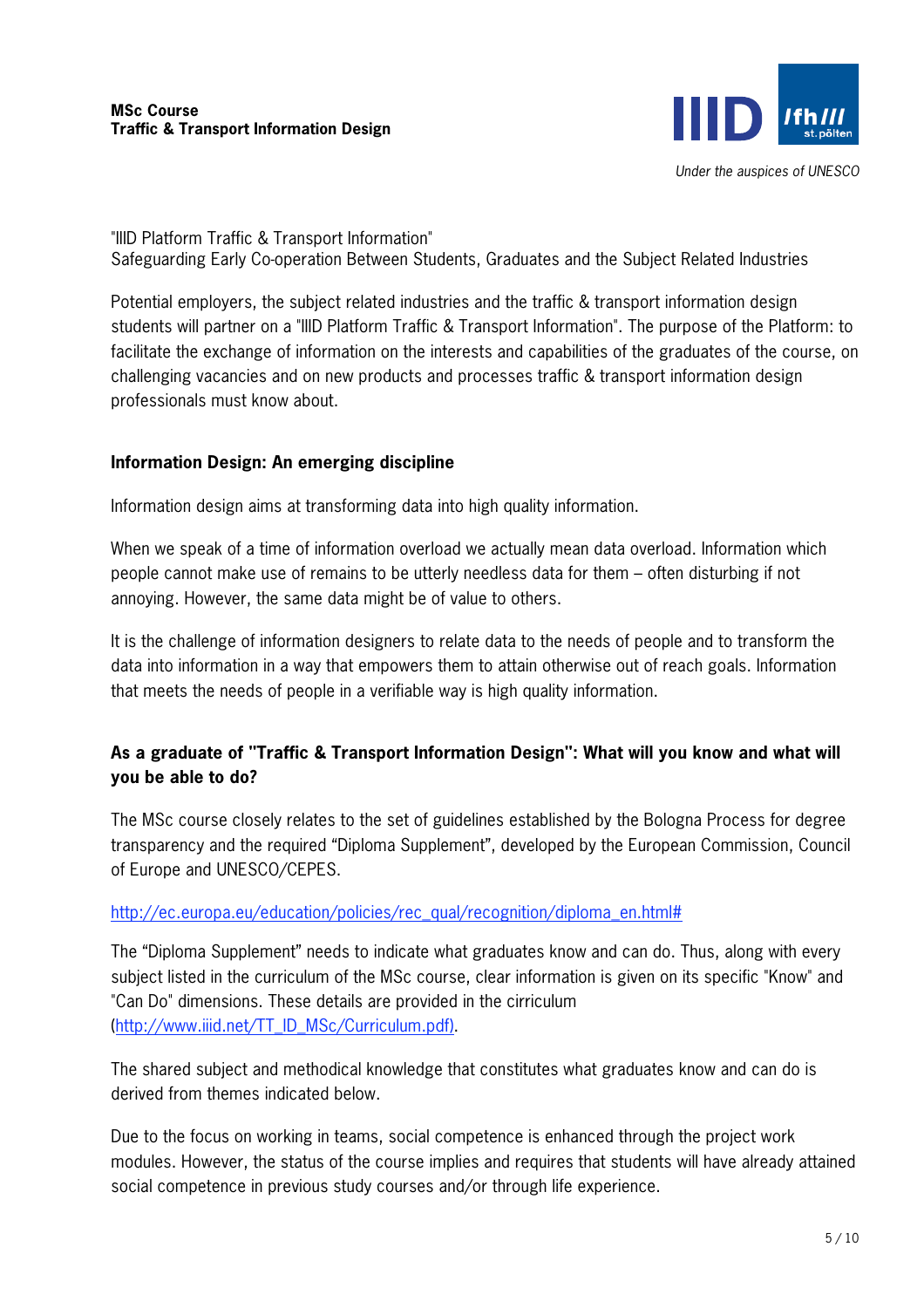"IIID Platform Traffic & Transport Information"
Safeguarding Early Co-operation Between Students, Graduates and the Subject Related Industries

Potential employers, the subject related industries and the traffic & transport information design students will partner on a "IIID Platform Traffic & Transport Information". The purpose of the Platform: to facilitate the exchange of information on the interests and capabilities of the graduates of the course, on challenging vacancies and on new products and processes traffic & transport information design professionals must know about.

## Information Design: An emerging discipline

Information design aims at transforming data into high quality information.

When we speak of a time of information overload we actually mean data overload. Information which people cannot make use of remains to be utterly needless data for them – often disturbing if not annoying. However, the same data might be of value to others.

It is the challenge of information designers to relate data to the needs of people and to transform the data into information in a way that empowers them to attain otherwise out of reach goals. Information that meets the needs of people in a verifiable way is high quality information.

## As a graduate of "Traffic & Transport Information Design": What will you know and what will you be able to do?

The MSc course closely relates to the set of guidelines established by the Bologna Process for degree transparency and the required "Diploma Supplement", developed by the European Commission, Council of Europe and UNESCO/CEPES.

http://ec.europa.eu/education/policies/rec_qual/recognition/diploma_en.html#

The "Diploma Supplement" needs to indicate what graduates know and can do. Thus, along with every subject listed in the curriculum of the MSc course, clear information is given on its specific "Know" and "Can Do" dimensions. These details are provided in the cirriculum (http://www.iiid.net/TT_ID_MSc/Curriculum.pdf).

The shared subject and methodical knowledge that constitutes what graduates know and can do is derived from themes indicated below.

Due to the focus on working in teams, social competence is enhanced through the project work modules. However, the status of the course implies and requires that students will have already attained social competence in previous study courses and/or through life experience.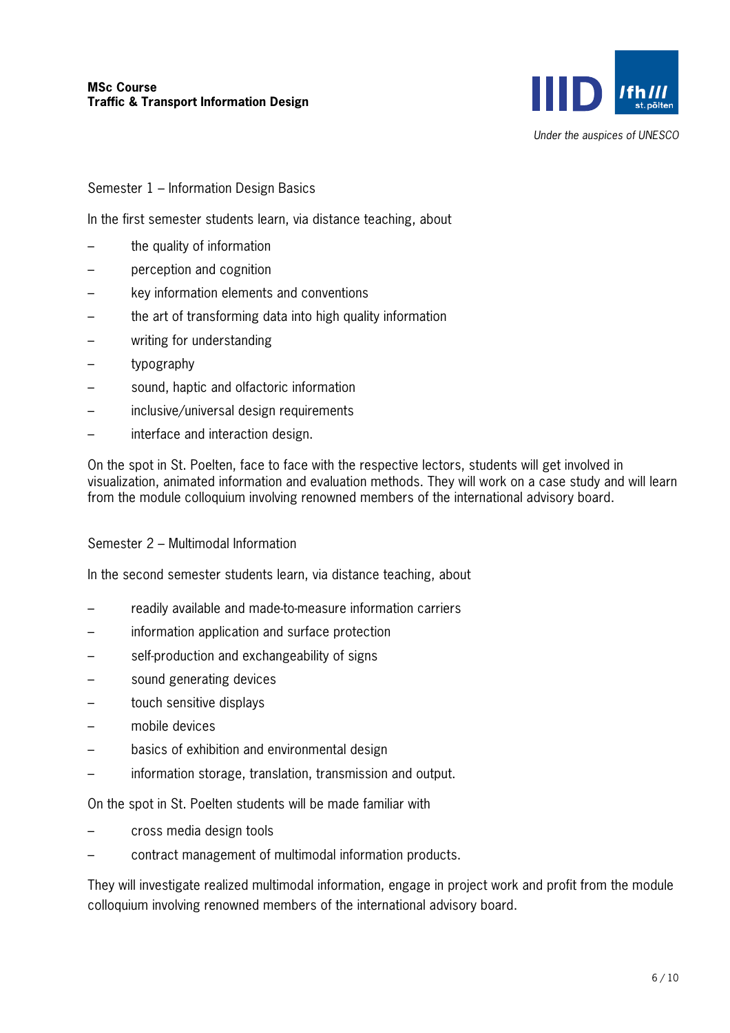## Semester 1 – Information Design Basics

In the first semester students learn, via distance teaching, about

- the quality of information
- perception and cognition
- key information elements and conventions
- the art of transforming data into high quality information
- writing for understanding
- typography
- sound, haptic and olfactoric information
- inclusive/universal design requirements
- interface and interaction design.

On the spot in St. Poelten, face to face with the respective lectors, students will get involved in visualization, animated information and evaluation methods. They will work on a case study and will learn from the module colloquium involving renowned members of the international advisory board.

## Semester 2 – Multimodal Information

In the second semester students learn, via distance teaching, about

- readily available and made-to-measure information carriers
- information application and surface protection
- self-production and exchangeability of signs
- sound generating devices
- touch sensitive displays
- mobile devices
- basics of exhibition and environmental design
- information storage, translation, transmission and output.

On the spot in St. Poelten students will be made familiar with

- cross media design tools
- contract management of multimodal information products.

They will investigate realized multimodal information, engage in project work and profit from the module colloquium involving renowned members of the international advisory board.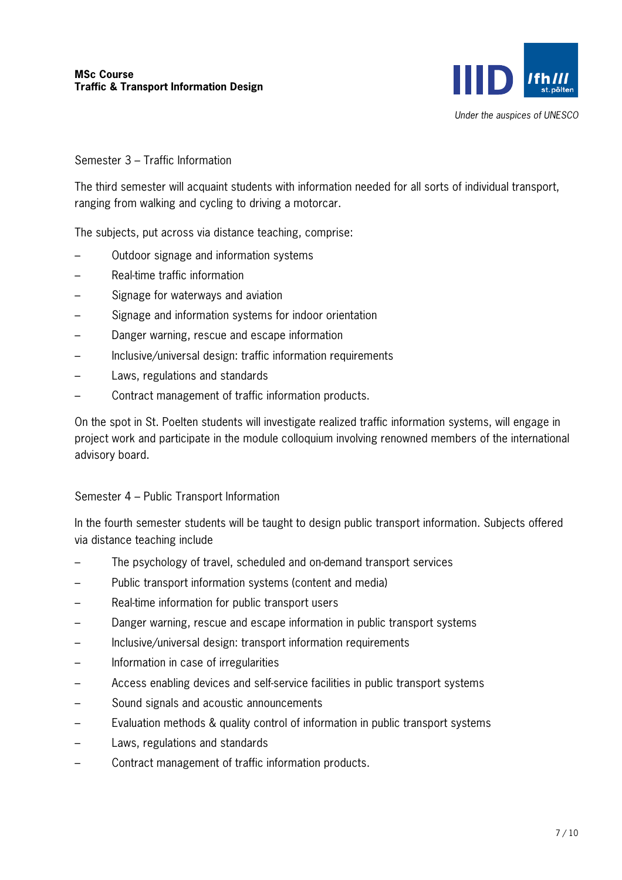## Semester 3 – Traffic Information

The third semester will acquaint students with information needed for all sorts of individual transport, ranging from walking and cycling to driving a motorcar.

The subjects, put across via distance teaching, comprise:

- Outdoor signage and information systems
- Real-time traffic information
- Signage for waterways and aviation
- Signage and information systems for indoor orientation
- Danger warning, rescue and escape information
- Inclusive/universal design: traffic information requirements
- Laws, regulations and standards
- Contract management of traffic information products.

On the spot in St. Poelten students will investigate realized traffic information systems, will engage in project work and participate in the module colloquium involving renowned members of the international advisory board.

## Semester 4 – Public Transport Information

In the fourth semester students will be taught to design public transport information. Subjects offered via distance teaching include

- The psychology of travel, scheduled and on-demand transport services
- Public transport information systems (content and media)
- Real-time information for public transport users
- Danger warning, rescue and escape information in public transport systems
- Inclusive/universal design: transport information requirements
- Information in case of irregularities
- Access enabling devices and self-service facilities in public transport systems
- Sound signals and acoustic announcements
- Evaluation methods & quality control of information in public transport systems
- Laws, regulations and standards
- Contract management of traffic information products.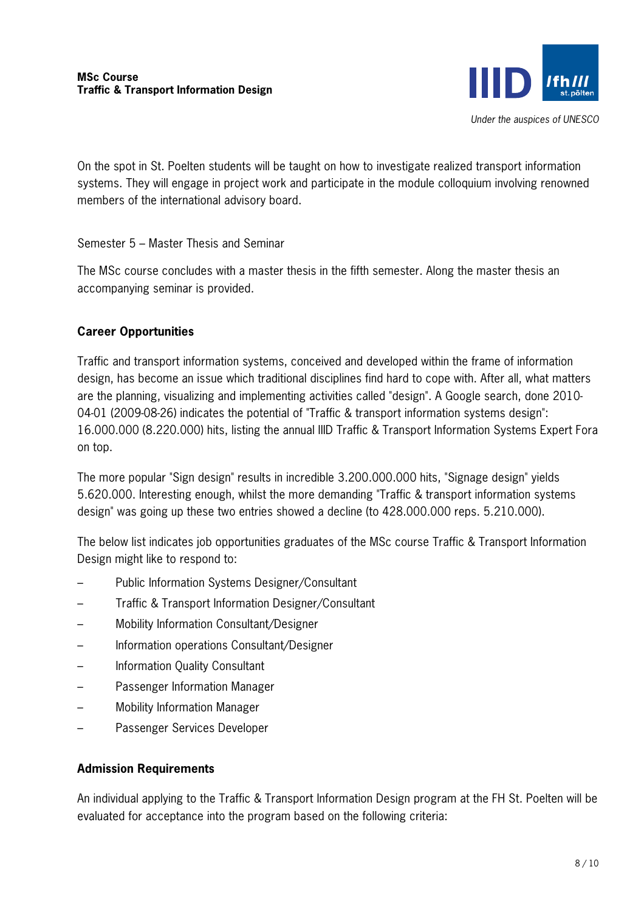On the spot in St. Poelten students will be taught on how to investigate realized transport information systems. They will engage in project work and participate in the module colloquium involving renowned members of the international advisory board.

Semester 5 – Master Thesis and Seminar

The MSc course concludes with a master thesis in the fifth semester. Along the master thesis an accompanying seminar is provided.

### Career Opportunities

Traffic and transport information systems, conceived and developed within the frame of information design, has become an issue which traditional disciplines find hard to cope with. After all, what matters are the planning, visualizing and implementing activities called "design". A Google search, done 2010-04-01 (2009-08-26) indicates the potential of "Traffic & transport information systems design": 16.000.000 (8.220.000) hits, listing the annual IIID Traffic & Transport Information Systems Expert Fora on top.

The more popular "Sign design" results in incredible 3.200.000.000 hits, "Signage design" yields 5.620.000. Interesting enough, whilst the more demanding "Traffic & transport information systems design" was going up these two entries showed a decline (to 428.000.000 reps. 5.210.000).

The below list indicates job opportunities graduates of the MSc course Traffic & Transport Information Design might like to respond to:

- Public Information Systems Designer/Consultant
- Traffic & Transport Information Designer/Consultant
- Mobility Information Consultant/Designer
- Information operations Consultant/Designer
- Information Quality Consultant
- Passenger Information Manager
- Mobility Information Manager
- Passenger Services Developer

### Admission Requirements

An individual applying to the Traffic & Transport Information Design program at the FH St. Poelten will be evaluated for acceptance into the program based on the following criteria: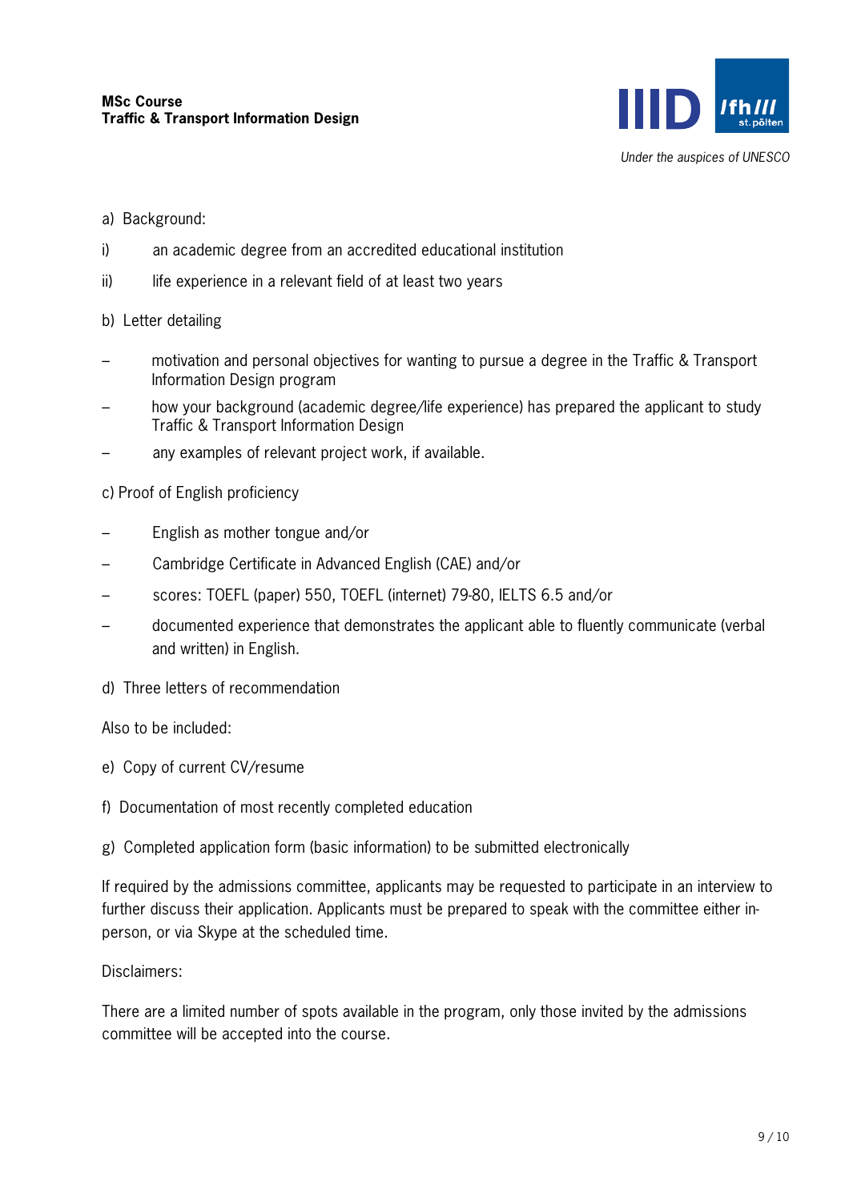a) Background:

i) an academic degree from an accredited educational institution

ii) life experience in a relevant field of at least two years

b) Letter detailing

- motivation and personal objectives for wanting to pursue a degree in the Traffic & Transport Information Design program
- how your background (academic degree/life experience) has prepared the applicant to study Traffic & Transport Information Design
- any examples of relevant project work, if available.

c) Proof of English proficiency

- English as mother tongue and/or
- Cambridge Certificate in Advanced English (CAE) and/or
- scores: TOEFL (paper) 550, TOEFL (internet) 79-80, IELTS 6.5 and/or
- documented experience that demonstrates the applicant able to fluently communicate (verbal and written) in English.

d) Three letters of recommendation

Also to be included:

e) Copy of current CV/resume

f) Documentation of most recently completed education

g) Completed application form (basic information) to be submitted electronically

If required by the admissions committee, applicants may be requested to participate in an interview to further discuss their application. Applicants must be prepared to speak with the committee either in-person, or via Skype at the scheduled time.

Disclaimers:

There are a limited number of spots available in the program, only those invited by the admissions committee will be accepted into the course.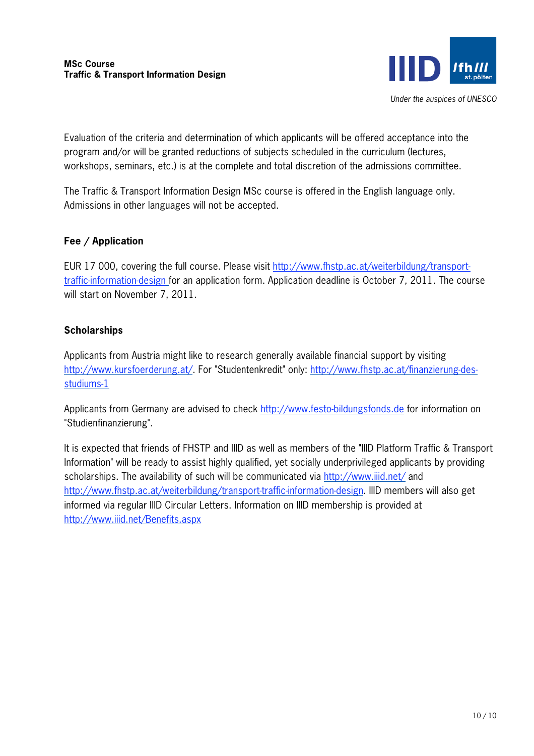Evaluation of the criteria and determination of which applicants will be offered acceptance into the program and/or will be granted reductions of subjects scheduled in the curriculum (lectures, workshops, seminars, etc.) is at the complete and total discretion of the admissions committee.

The Traffic & Transport Information Design MSc course is offered in the English language only. Admissions in other languages will not be accepted.

## Fee / Application

EUR 17 000, covering the full course. Please visit http://www.fhstp.ac.at/weiterbildung/transport-traffic-information-design for an application form. Application deadline is October 7, 2011. The course will start on November 7, 2011.

## Scholarships

Applicants from Austria might like to research generally available financial support by visiting http://www.kursfoerderung.at/. For "Studentenkredit" only: http://www.fhstp.ac.at/finanzierung-des-studiums-1

Applicants from Germany are advised to check http://www.festo-bildungsfonds.de for information on "Studienfinanzierung".

It is expected that friends of FHSTP and IIID as well as members of the "IIID Platform Traffic & Transport Information" will be ready to assist highly qualified, yet socially underprivileged applicants by providing scholarships. The availability of such will be communicated via http://www.iiid.net/ and http://www.fhstp.ac.at/weiterbildung/transport-traffic-information-design. IIID members will also get informed via regular IIID Circular Letters. Information on IIID membership is provided at http://www.iiid.net/Benefits.aspx